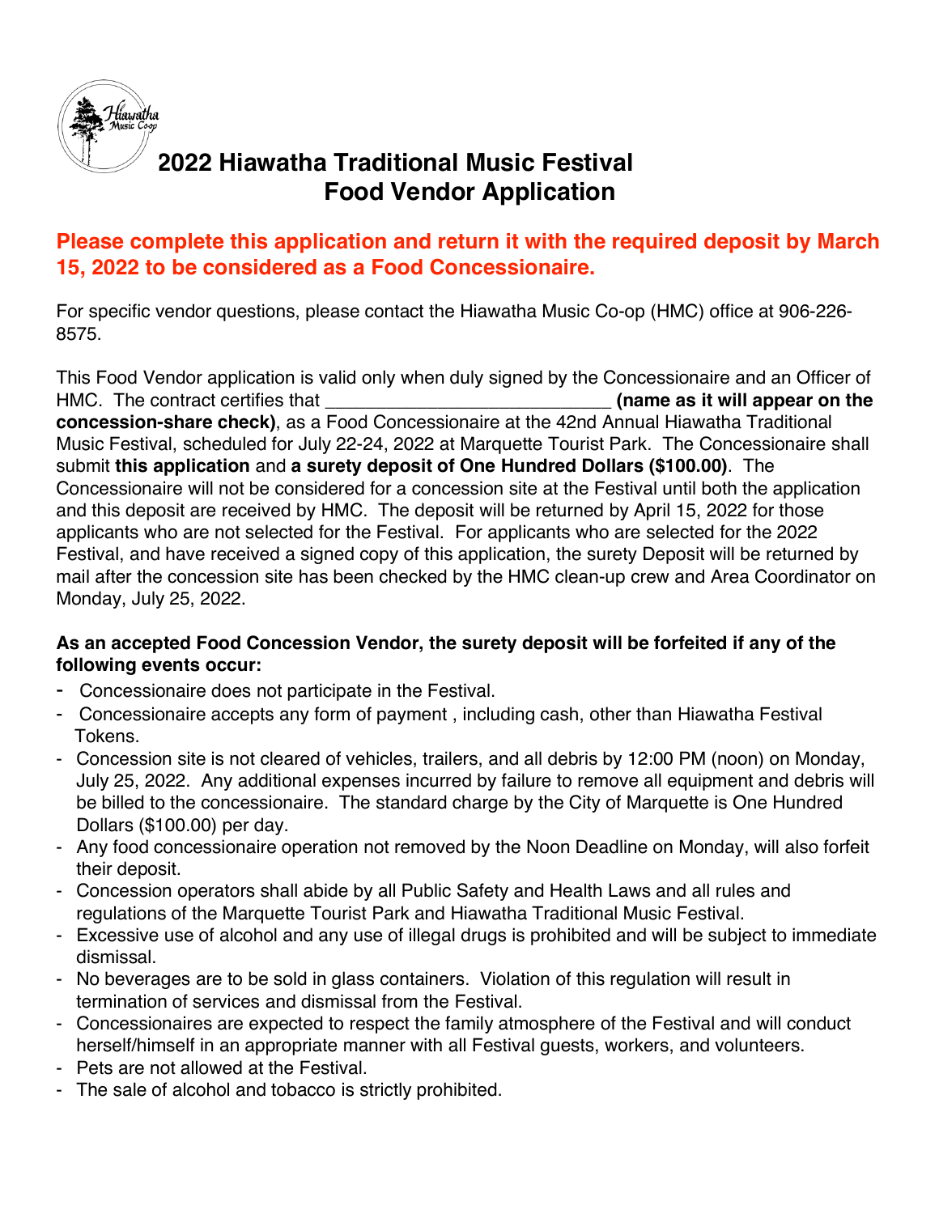# 2022 Hiawatha Traditional Music Festival
# Food Vendor Application

**Please complete this application and return it with the required deposit by March 15, 2022 to be considered as a Food Concessionaire.**

For specific vendor questions, please contact the Hiawatha Music Co-op (HMC) office at 906-226-8575.

This Food Vendor application is valid only when duly signed by the Concessionaire and an Officer of HMC. The contract certifies that ___________________________ **(name as it will appear on the concession-share check)**, as a Food Concessionaire at the 42nd Annual Hiawatha Traditional Music Festival, scheduled for July 22-24, 2022 at Marquette Tourist Park. The Concessionaire shall submit **this application** and **a surety deposit of One Hundred Dollars ($100.00)**. The Concessionaire will not be considered for a concession site at the Festival until both the application and this deposit are received by HMC. The deposit will be returned by April 15, 2022 for those applicants who are not selected for the Festival. For applicants who are selected for the 2022 Festival, and have received a signed copy of this application, the surety Deposit will be returned by mail after the concession site has been checked by the HMC clean-up crew and Area Coordinator on Monday, July 25, 2022.

**As an accepted Food Concession Vendor, the surety deposit will be forfeited if any of the following events occur:**

- Concessionaire does not participate in the Festival.
- Concessionaire accepts any form of payment , including cash, other than Hiawatha Festival Tokens.
- Concession site is not cleared of vehicles, trailers, and all debris by 12:00 PM (noon) on Monday, July 25, 2022. Any additional expenses incurred by failure to remove all equipment and debris will be billed to the concessionaire. The standard charge by the City of Marquette is One Hundred Dollars ($100.00) per day.
- Any food concessionaire operation not removed by the Noon Deadline on Monday, will also forfeit their deposit.
- Concession operators shall abide by all Public Safety and Health Laws and all rules and regulations of the Marquette Tourist Park and Hiawatha Traditional Music Festival.
- Excessive use of alcohol and any use of illegal drugs is prohibited and will be subject to immediate dismissal.
- No beverages are to be sold in glass containers. Violation of this regulation will result in termination of services and dismissal from the Festival.
- Concessionaires are expected to respect the family atmosphere of the Festival and will conduct herself/himself in an appropriate manner with all Festival guests, workers, and volunteers.
- Pets are not allowed at the Festival.
- The sale of alcohol and tobacco is strictly prohibited.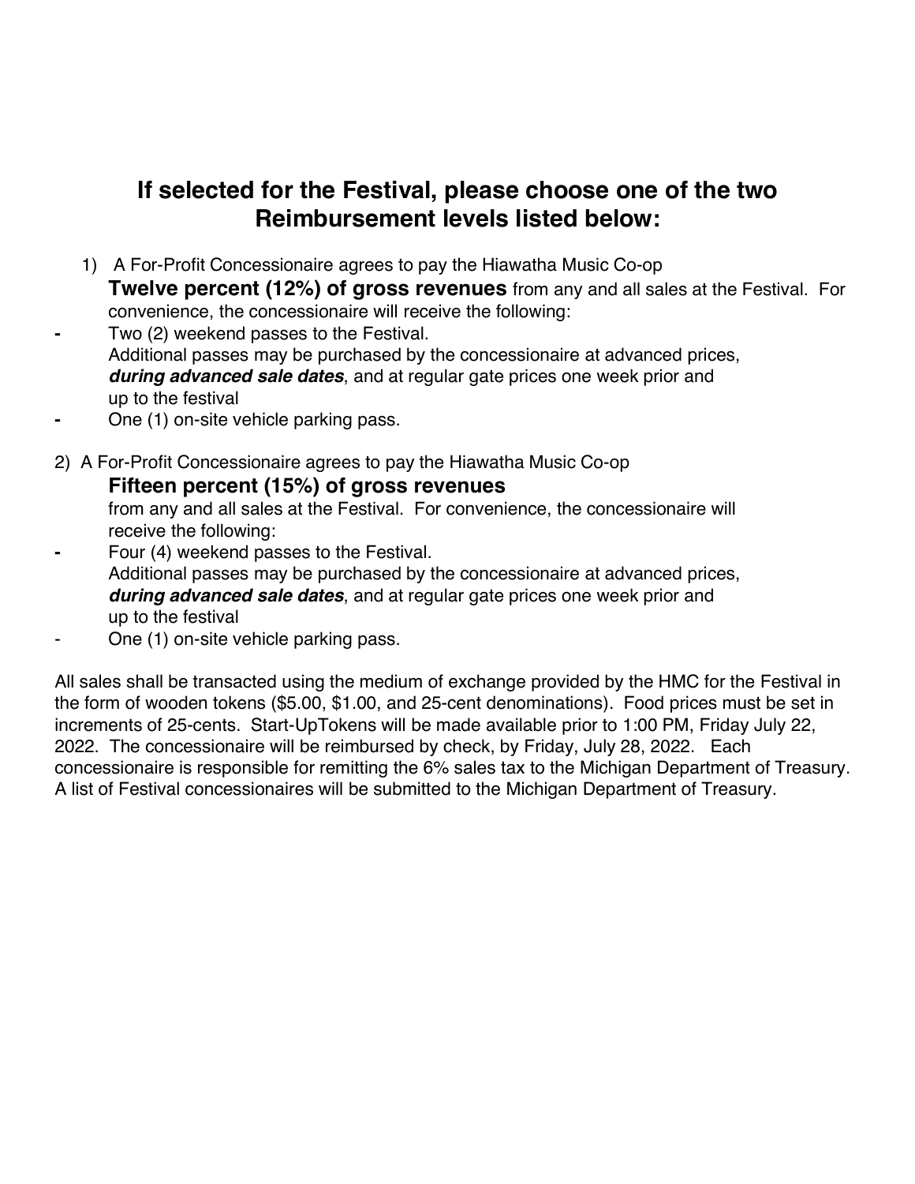## If selected for the Festival, please choose one of the two Reimbursement levels listed below:

1) A For-Profit Concessionaire agrees to pay the Hiawatha Music Co-op **Twelve percent (12%) of gross revenues** from any and all sales at the Festival. For convenience, the concessionaire will receive the following:
   - Two (2) weekend passes to the Festival. Additional passes may be purchased by the concessionaire at advanced prices, ***during advanced sale dates***, and at regular gate prices one week prior and up to the festival
   - One (1) on-site vehicle parking pass.

2) A For-Profit Concessionaire agrees to pay the Hiawatha Music Co-op **Fifteen percent (15%) of gross revenues** from any and all sales at the Festival. For convenience, the concessionaire will receive the following:
   - Four (4) weekend passes to the Festival. Additional passes may be purchased by the concessionaire at advanced prices, ***during advanced sale dates***, and at regular gate prices one week prior and up to the festival
   - One (1) on-site vehicle parking pass.

All sales shall be transacted using the medium of exchange provided by the HMC for the Festival in the form of wooden tokens ($5.00, $1.00, and 25-cent denominations). Food prices must be set in increments of 25-cents. Start-UpTokens will be made available prior to 1:00 PM, Friday July 22, 2022. The concessionaire will be reimbursed by check, by Friday, July 28, 2022. Each concessionaire is responsible for remitting the 6% sales tax to the Michigan Department of Treasury. A list of Festival concessionaires will be submitted to the Michigan Department of Treasury.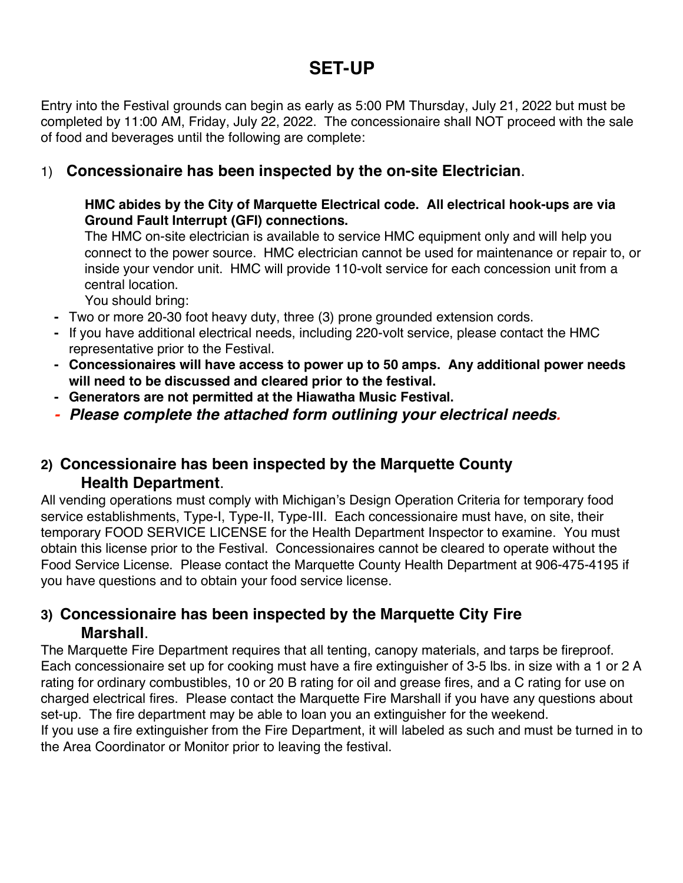# SET-UP

Entry into the Festival grounds can begin as early as 5:00 PM Thursday, July 21, 2022 but must be completed by 11:00 AM, Friday, July 22, 2022. The concessionaire shall NOT proceed with the sale of food and beverages until the following are complete:

## 1) Concessionaire has been inspected by the on-site Electrician.

**HMC abides by the City of Marquette Electrical code. All electrical hook-ups are via Ground Fault Interrupt (GFI) connections.**

The HMC on-site electrician is available to service HMC equipment only and will help you connect to the power source. HMC electrician cannot be used for maintenance or repair to, or inside your vendor unit. HMC will provide 110-volt service for each concession unit from a central location.

You should bring:

- Two or more 20-30 foot heavy duty, three (3) prone grounded extension cords.
- If you have additional electrical needs, including 220-volt service, please contact the HMC representative prior to the Festival.
- **Concessionaires will have access to power up to 50 amps. Any additional power needs will need to be discussed and cleared prior to the festival.**
- **Generators are not permitted at the Hiawatha Music Festival.**
- ***Please complete the attached form outlining your electrical needs.***

## 2) Concessionaire has been inspected by the Marquette County Health Department.

All vending operations must comply with Michigan's Design Operation Criteria for temporary food service establishments, Type-I, Type-II, Type-III. Each concessionaire must have, on site, their temporary FOOD SERVICE LICENSE for the Health Department Inspector to examine. You must obtain this license prior to the Festival. Concessionaires cannot be cleared to operate without the Food Service License. Please contact the Marquette County Health Department at 906-475-4195 if you have questions and to obtain your food service license.

## 3) Concessionaire has been inspected by the Marquette City Fire Marshall.

The Marquette Fire Department requires that all tenting, canopy materials, and tarps be fireproof. Each concessionaire set up for cooking must have a fire extinguisher of 3-5 lbs. in size with a 1 or 2 A rating for ordinary combustibles, 10 or 20 B rating for oil and grease fires, and a C rating for use on charged electrical fires. Please contact the Marquette Fire Marshall if you have any questions about set-up. The fire department may be able to loan you an extinguisher for the weekend.

If you use a fire extinguisher from the Fire Department, it will labeled as such and must be turned in to the Area Coordinator or Monitor prior to leaving the festival.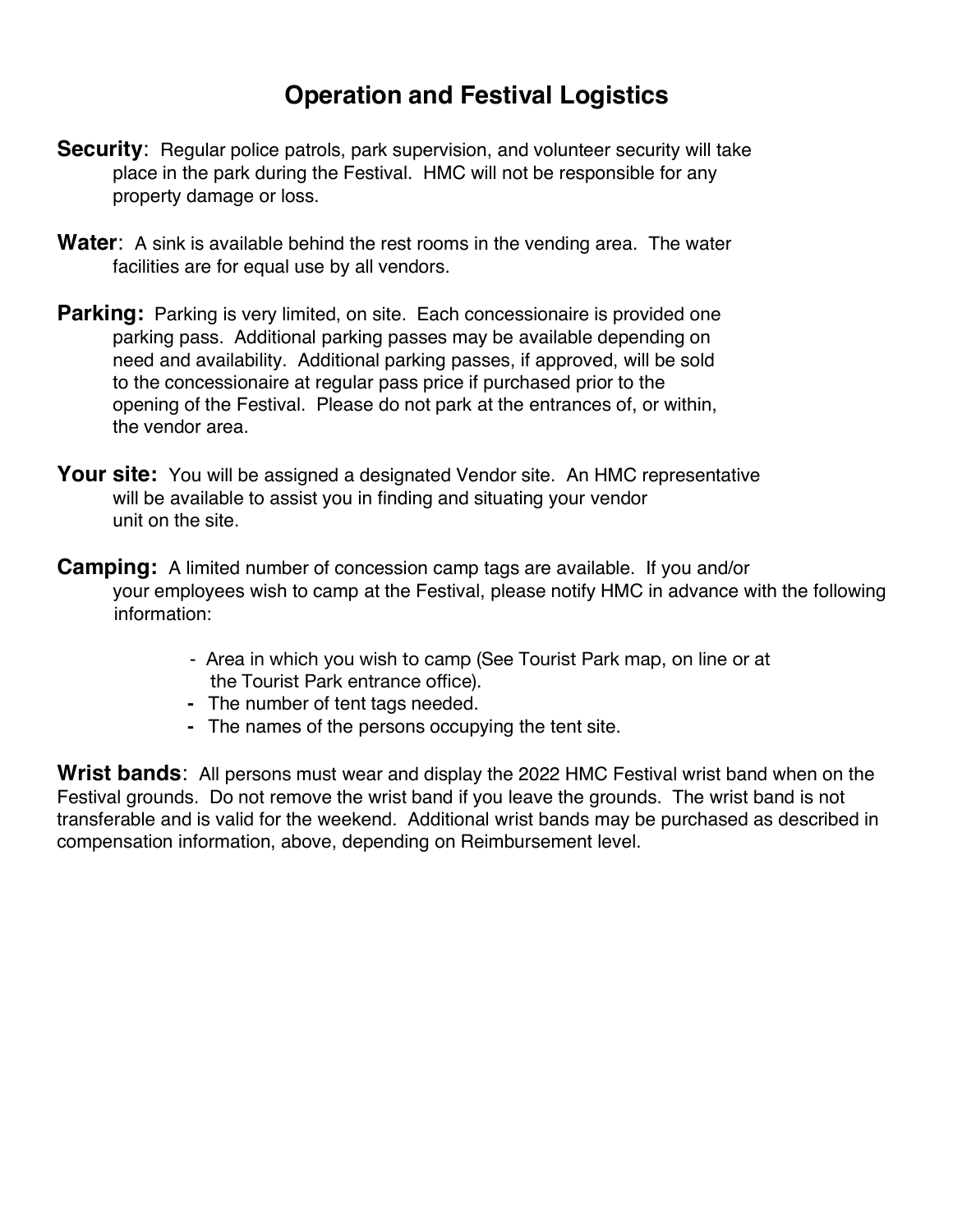# Operation and Festival Logistics

**Security**: Regular police patrols, park supervision, and volunteer security will take place in the park during the Festival. HMC will not be responsible for any property damage or loss.

**Water**: A sink is available behind the rest rooms in the vending area. The water facilities are for equal use by all vendors.

**Parking:** Parking is very limited, on site. Each concessionaire is provided one parking pass. Additional parking passes may be available depending on need and availability. Additional parking passes, if approved, will be sold to the concessionaire at regular pass price if purchased prior to the opening of the Festival. Please do not park at the entrances of, or within, the vendor area.

**Your site:** You will be assigned a designated Vendor site. An HMC representative will be available to assist you in finding and situating your vendor unit on the site.

**Camping:** A limited number of concession camp tags are available. If you and/or your employees wish to camp at the Festival, please notify HMC in advance with the following information:

- Area in which you wish to camp (See Tourist Park map, on line or at the Tourist Park entrance office).
- The number of tent tags needed.
- The names of the persons occupying the tent site.

**Wrist bands**: All persons must wear and display the 2022 HMC Festival wrist band when on the Festival grounds. Do not remove the wrist band if you leave the grounds. The wrist band is not transferable and is valid for the weekend. Additional wrist bands may be purchased as described in compensation information, above, depending on Reimbursement level.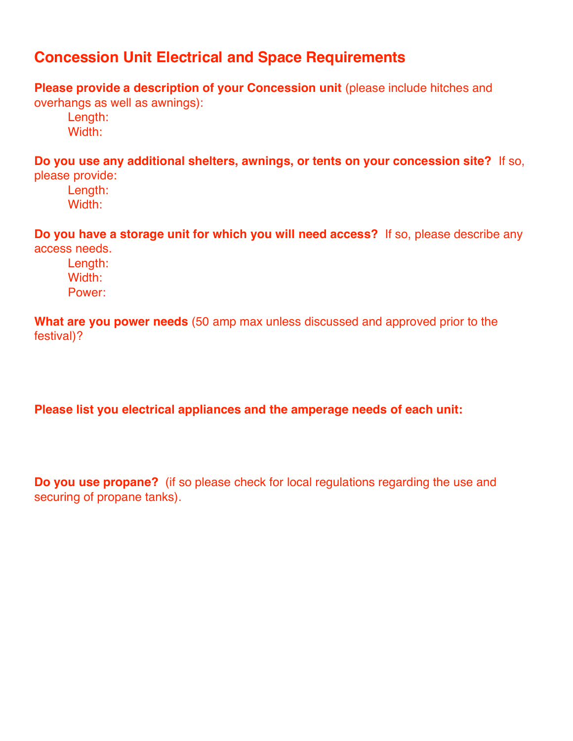## Concession Unit Electrical and Space Requirements

**Please provide a description of your Concession unit** (please include hitches and overhangs as well as awnings):

Length:
Width:

**Do you use any additional shelters, awnings, or tents on your concession site?** If so, please provide:

Length:
Width:

**Do you have a storage unit for which you will need access?** If so, please describe any access needs.

Length:
Width:
Power:

**What are you power needs** (50 amp max unless discussed and approved prior to the festival)?

**Please list you electrical appliances and the amperage needs of each unit:**

**Do you use propane?** (if so please check for local regulations regarding the use and securing of propane tanks).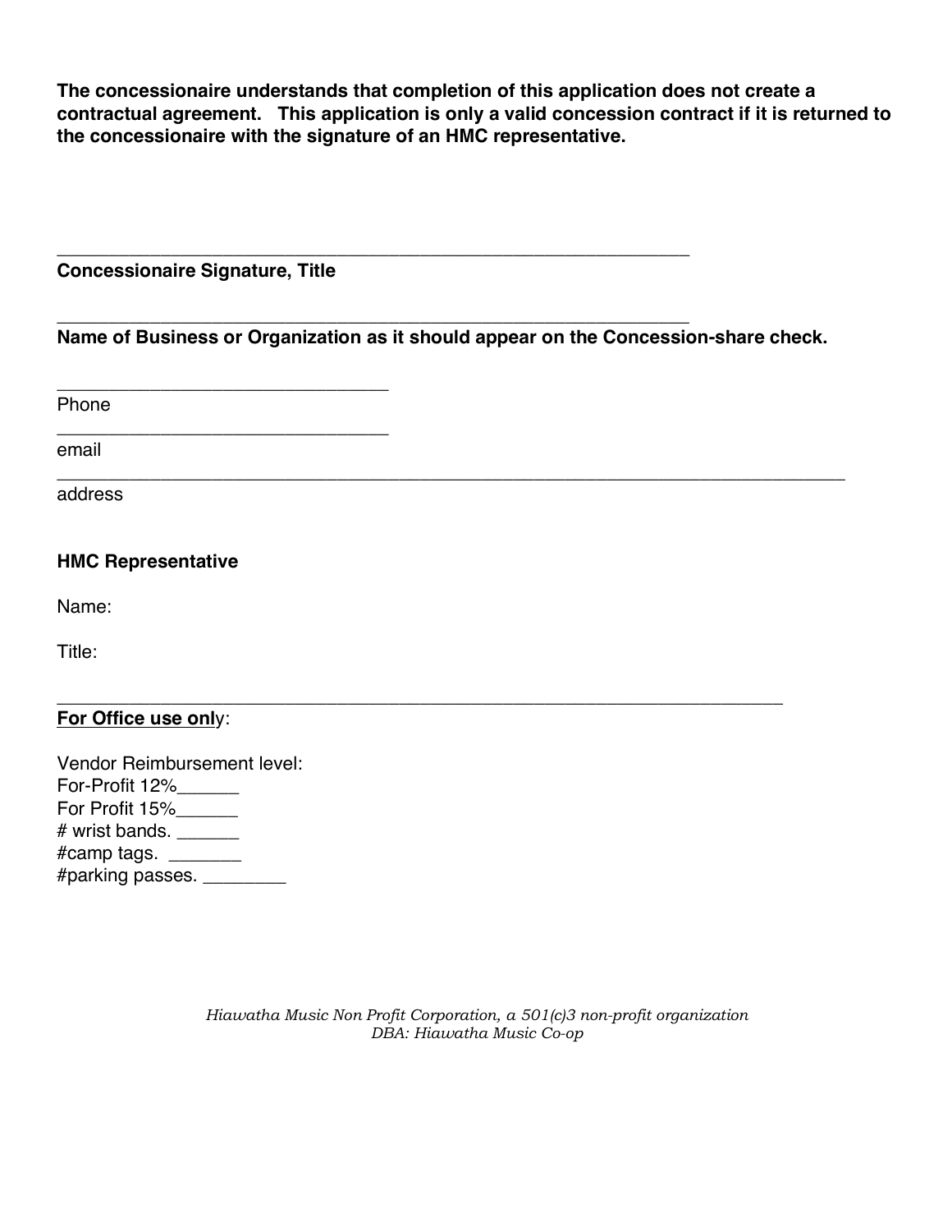**The concessionaire understands that completion of this application does not create a contractual agreement.   This application is only a valid concession contract if it is returned to the concessionaire with the signature of an HMC representative.**

______________________________________________________________

**Concessionaire Signature, Title**

______________________________________________________________

**Name of Business or Organization as it should appear on the Concession-share check.**

________________________________

Phone

________________________________

email

____________________________________________________________________________

address

**HMC Representative**

Name:

Title:

______________________________________________________________________

**For Office use only**:

Vendor Reimbursement level:
For-Profit 12%______
For Profit 15%______
# wrist bands. ______
#camp tags. _______
#parking passes. ________

*Hiawatha Music Non Profit Corporation, a 501(c)3 non-profit organization*
*DBA: Hiawatha Music Co-op*